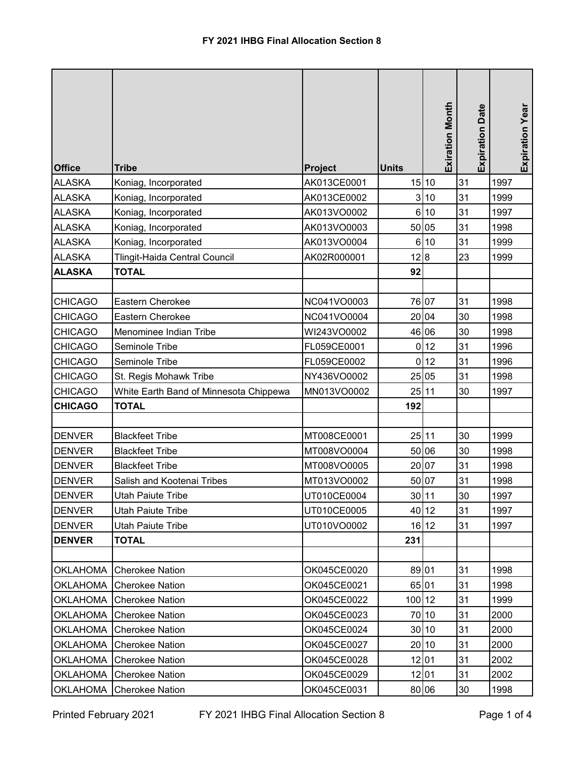# FY 2021 IHBG Final Allocation Section 8

| Office | Tribe | Project | Units | Exiration Month | Expiration Date | Expiration Year |
|---|---|---|---|---|---|---|
| ALASKA | Koniag, Incorporated | AK013CE0001 | 15 | 10 | 31 | 1997 |
| ALASKA | Koniag, Incorporated | AK013CE0002 | 3 | 10 | 31 | 1999 |
| ALASKA | Koniag, Incorporated | AK013VO0002 | 6 | 10 | 31 | 1997 |
| ALASKA | Koniag, Incorporated | AK013VO0003 | 50 | 05 | 31 | 1998 |
| ALASKA | Koniag, Incorporated | AK013VO0004 | 6 | 10 | 31 | 1999 |
| ALASKA | Tlingit-Haida Central Council | AK02R000001 | 12 | 8 | 23 | 1999 |
| **ALASKA** | **TOTAL** | | **92** | | | |
| | | | | | | |
| CHICAGO | Eastern Cherokee | NC041VO0003 | 76 | 07 | 31 | 1998 |
| CHICAGO | Eastern Cherokee | NC041VO0004 | 20 | 04 | 30 | 1998 |
| CHICAGO | Menominee Indian Tribe | WI243VO0002 | 46 | 06 | 30 | 1998 |
| CHICAGO | Seminole Tribe | FL059CE0001 | 0 | 12 | 31 | 1996 |
| CHICAGO | Seminole Tribe | FL059CE0002 | 0 | 12 | 31 | 1996 |
| CHICAGO | St. Regis Mohawk Tribe | NY436VO0002 | 25 | 05 | 31 | 1998 |
| CHICAGO | White Earth Band of Minnesota Chippewa | MN013VO0002 | 25 | 11 | 30 | 1997 |
| **CHICAGO** | **TOTAL** | | **192** | | | |
| | | | | | | |
| DENVER | Blackfeet Tribe | MT008CE0001 | 25 | 11 | 30 | 1999 |
| DENVER | Blackfeet Tribe | MT008VO0004 | 50 | 06 | 30 | 1998 |
| DENVER | Blackfeet Tribe | MT008VO0005 | 20 | 07 | 31 | 1998 |
| DENVER | Salish and Kootenai Tribes | MT013VO0002 | 50 | 07 | 31 | 1998 |
| DENVER | Utah Paiute Tribe | UT010CE0004 | 30 | 11 | 30 | 1997 |
| DENVER | Utah Paiute Tribe | UT010CE0005 | 40 | 12 | 31 | 1997 |
| DENVER | Utah Paiute Tribe | UT010VO0002 | 16 | 12 | 31 | 1997 |
| **DENVER** | **TOTAL** | | **231** | | | |
| | | | | | | |
| OKLAHOMA | Cherokee Nation | OK045CE0020 | 89 | 01 | 31 | 1998 |
| OKLAHOMA | Cherokee Nation | OK045CE0021 | 65 | 01 | 31 | 1998 |
| OKLAHOMA | Cherokee Nation | OK045CE0022 | 100 | 12 | 31 | 1999 |
| OKLAHOMA | Cherokee Nation | OK045CE0023 | 70 | 10 | 31 | 2000 |
| OKLAHOMA | Cherokee Nation | OK045CE0024 | 30 | 10 | 31 | 2000 |
| OKLAHOMA | Cherokee Nation | OK045CE0027 | 20 | 10 | 31 | 2000 |
| OKLAHOMA | Cherokee Nation | OK045CE0028 | 12 | 01 | 31 | 2002 |
| OKLAHOMA | Cherokee Nation | OK045CE0029 | 12 | 01 | 31 | 2002 |
| OKLAHOMA | Cherokee Nation | OK045CE0031 | 80 | 06 | 30 | 1998 |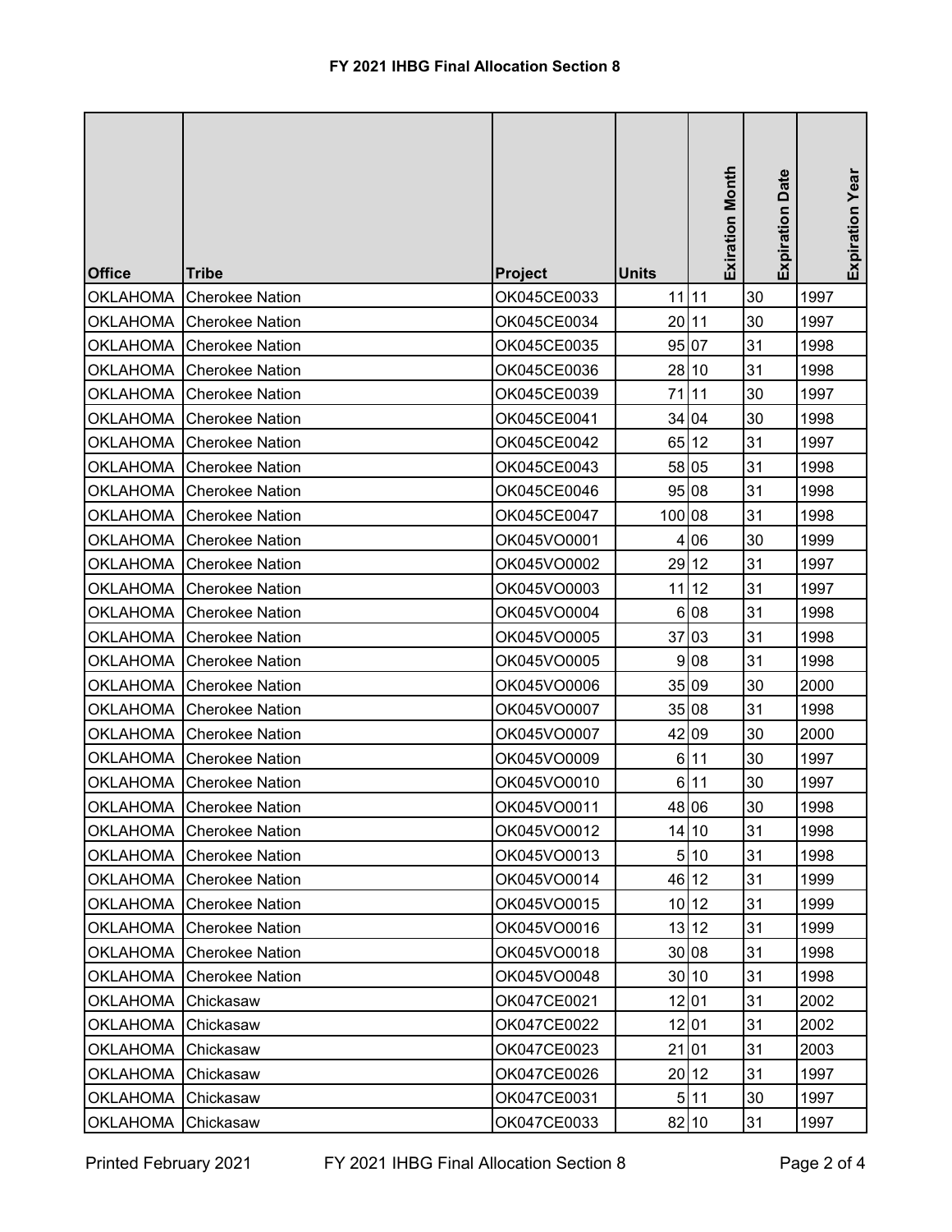## FY 2021 IHBG Final Allocation Section 8

| Office | Tribe | Project | Units | Exiration Month | Expiration Date | Expiration Year |
|---|---|---|---|---|---|---|
| OKLAHOMA | Cherokee Nation | OK045CE0033 | 11 | 11 | 30 | 1997 |
| OKLAHOMA | Cherokee Nation | OK045CE0034 | 20 | 11 | 30 | 1997 |
| OKLAHOMA | Cherokee Nation | OK045CE0035 | 95 | 07 | 31 | 1998 |
| OKLAHOMA | Cherokee Nation | OK045CE0036 | 28 | 10 | 31 | 1998 |
| OKLAHOMA | Cherokee Nation | OK045CE0039 | 71 | 11 | 30 | 1997 |
| OKLAHOMA | Cherokee Nation | OK045CE0041 | 34 | 04 | 30 | 1998 |
| OKLAHOMA | Cherokee Nation | OK045CE0042 | 65 | 12 | 31 | 1997 |
| OKLAHOMA | Cherokee Nation | OK045CE0043 | 58 | 05 | 31 | 1998 |
| OKLAHOMA | Cherokee Nation | OK045CE0046 | 95 | 08 | 31 | 1998 |
| OKLAHOMA | Cherokee Nation | OK045CE0047 | 100 | 08 | 31 | 1998 |
| OKLAHOMA | Cherokee Nation | OK045VO0001 | 4 | 06 | 30 | 1999 |
| OKLAHOMA | Cherokee Nation | OK045VO0002 | 29 | 12 | 31 | 1997 |
| OKLAHOMA | Cherokee Nation | OK045VO0003 | 11 | 12 | 31 | 1997 |
| OKLAHOMA | Cherokee Nation | OK045VO0004 | 6 | 08 | 31 | 1998 |
| OKLAHOMA | Cherokee Nation | OK045VO0005 | 37 | 03 | 31 | 1998 |
| OKLAHOMA | Cherokee Nation | OK045VO0005 | 9 | 08 | 31 | 1998 |
| OKLAHOMA | Cherokee Nation | OK045VO0006 | 35 | 09 | 30 | 2000 |
| OKLAHOMA | Cherokee Nation | OK045VO0007 | 35 | 08 | 31 | 1998 |
| OKLAHOMA | Cherokee Nation | OK045VO0007 | 42 | 09 | 30 | 2000 |
| OKLAHOMA | Cherokee Nation | OK045VO0009 | 6 | 11 | 30 | 1997 |
| OKLAHOMA | Cherokee Nation | OK045VO0010 | 6 | 11 | 30 | 1997 |
| OKLAHOMA | Cherokee Nation | OK045VO0011 | 48 | 06 | 30 | 1998 |
| OKLAHOMA | Cherokee Nation | OK045VO0012 | 14 | 10 | 31 | 1998 |
| OKLAHOMA | Cherokee Nation | OK045VO0013 | 5 | 10 | 31 | 1998 |
| OKLAHOMA | Cherokee Nation | OK045VO0014 | 46 | 12 | 31 | 1999 |
| OKLAHOMA | Cherokee Nation | OK045VO0015 | 10 | 12 | 31 | 1999 |
| OKLAHOMA | Cherokee Nation | OK045VO0016 | 13 | 12 | 31 | 1999 |
| OKLAHOMA | Cherokee Nation | OK045VO0018 | 30 | 08 | 31 | 1998 |
| OKLAHOMA | Cherokee Nation | OK045VO0048 | 30 | 10 | 31 | 1998 |
| OKLAHOMA | Chickasaw | OK047CE0021 | 12 | 01 | 31 | 2002 |
| OKLAHOMA | Chickasaw | OK047CE0022 | 12 | 01 | 31 | 2002 |
| OKLAHOMA | Chickasaw | OK047CE0023 | 21 | 01 | 31 | 2003 |
| OKLAHOMA | Chickasaw | OK047CE0026 | 20 | 12 | 31 | 1997 |
| OKLAHOMA | Chickasaw | OK047CE0031 | 5 | 11 | 30 | 1997 |
| OKLAHOMA | Chickasaw | OK047CE0033 | 82 | 10 | 31 | 1997 |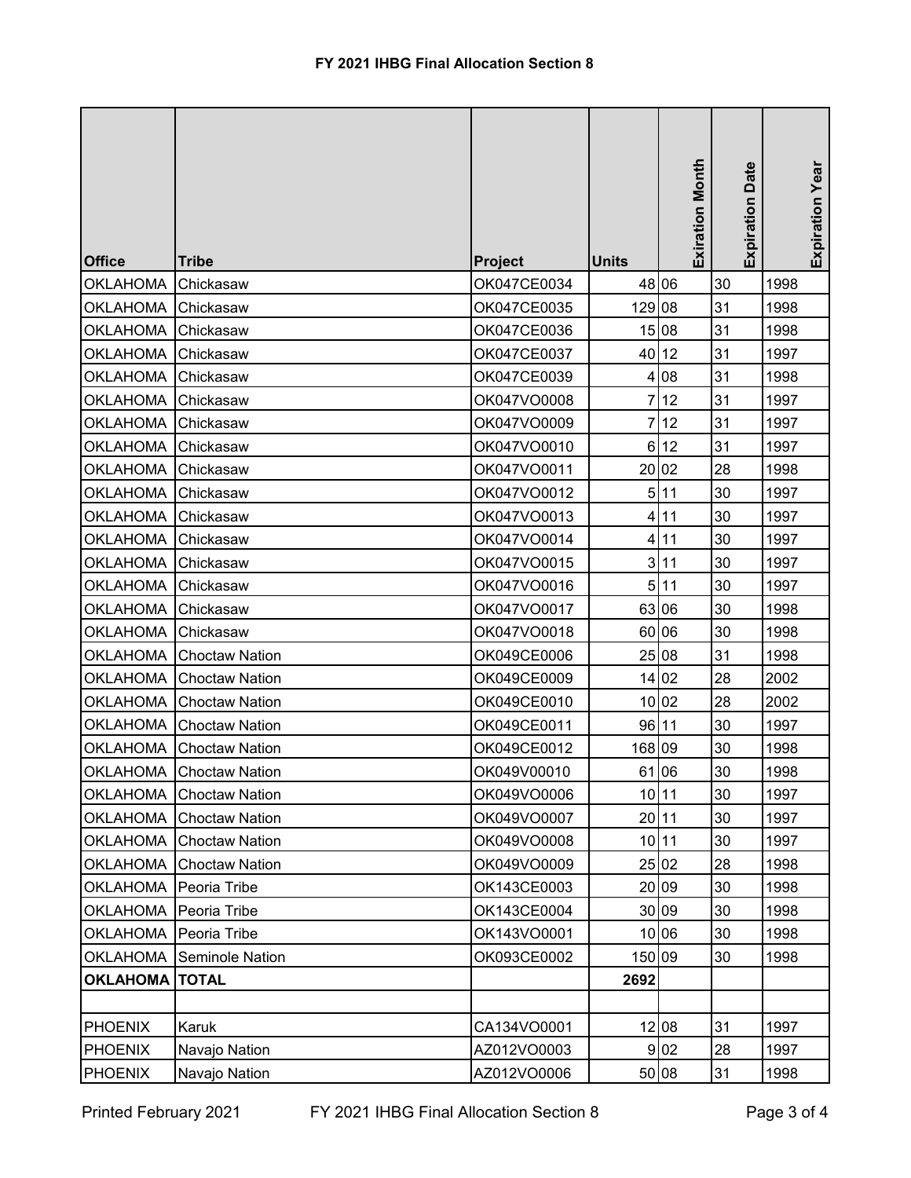# FY 2021 IHBG Final Allocation Section 8

| Office | Tribe | Project | Units | Exiration Month | Expiration Date | Expiration Year |
|---|---|---|---|---|---|---|
| OKLAHOMA | Chickasaw | OK047CE0034 | 48 | 06 | 30 | 1998 |
| OKLAHOMA | Chickasaw | OK047CE0035 | 129 | 08 | 31 | 1998 |
| OKLAHOMA | Chickasaw | OK047CE0036 | 15 | 08 | 31 | 1998 |
| OKLAHOMA | Chickasaw | OK047CE0037 | 40 | 12 | 31 | 1997 |
| OKLAHOMA | Chickasaw | OK047CE0039 | 4 | 08 | 31 | 1998 |
| OKLAHOMA | Chickasaw | OK047VO0008 | 7 | 12 | 31 | 1997 |
| OKLAHOMA | Chickasaw | OK047VO0009 | 7 | 12 | 31 | 1997 |
| OKLAHOMA | Chickasaw | OK047VO0010 | 6 | 12 | 31 | 1997 |
| OKLAHOMA | Chickasaw | OK047VO0011 | 20 | 02 | 28 | 1998 |
| OKLAHOMA | Chickasaw | OK047VO0012 | 5 | 11 | 30 | 1997 |
| OKLAHOMA | Chickasaw | OK047VO0013 | 4 | 11 | 30 | 1997 |
| OKLAHOMA | Chickasaw | OK047VO0014 | 4 | 11 | 30 | 1997 |
| OKLAHOMA | Chickasaw | OK047VO0015 | 3 | 11 | 30 | 1997 |
| OKLAHOMA | Chickasaw | OK047VO0016 | 5 | 11 | 30 | 1997 |
| OKLAHOMA | Chickasaw | OK047VO0017 | 63 | 06 | 30 | 1998 |
| OKLAHOMA | Chickasaw | OK047VO0018 | 60 | 06 | 30 | 1998 |
| OKLAHOMA | Choctaw Nation | OK049CE0006 | 25 | 08 | 31 | 1998 |
| OKLAHOMA | Choctaw Nation | OK049CE0009 | 14 | 02 | 28 | 2002 |
| OKLAHOMA | Choctaw Nation | OK049CE0010 | 10 | 02 | 28 | 2002 |
| OKLAHOMA | Choctaw Nation | OK049CE0011 | 96 | 11 | 30 | 1997 |
| OKLAHOMA | Choctaw Nation | OK049CE0012 | 168 | 09 | 30 | 1998 |
| OKLAHOMA | Choctaw Nation | OK049V00010 | 61 | 06 | 30 | 1998 |
| OKLAHOMA | Choctaw Nation | OK049VO0006 | 10 | 11 | 30 | 1997 |
| OKLAHOMA | Choctaw Nation | OK049VO0007 | 20 | 11 | 30 | 1997 |
| OKLAHOMA | Choctaw Nation | OK049VO0008 | 10 | 11 | 30 | 1997 |
| OKLAHOMA | Choctaw Nation | OK049VO0009 | 25 | 02 | 28 | 1998 |
| OKLAHOMA | Peoria Tribe | OK143CE0003 | 20 | 09 | 30 | 1998 |
| OKLAHOMA | Peoria Tribe | OK143CE0004 | 30 | 09 | 30 | 1998 |
| OKLAHOMA | Peoria Tribe | OK143VO0001 | 10 | 06 | 30 | 1998 |
| OKLAHOMA | Seminole Nation | OK093CE0002 | 150 | 09 | 30 | 1998 |
| **OKLAHOMA** | **TOTAL** | | **2692** | | | |
| | | | | | | |
| PHOENIX | Karuk | CA134VO0001 | 12 | 08 | 31 | 1997 |
| PHOENIX | Navajo Nation | AZ012VO0003 | 9 | 02 | 28 | 1997 |
| PHOENIX | Navajo Nation | AZ012VO0006 | 50 | 08 | 31 | 1998 |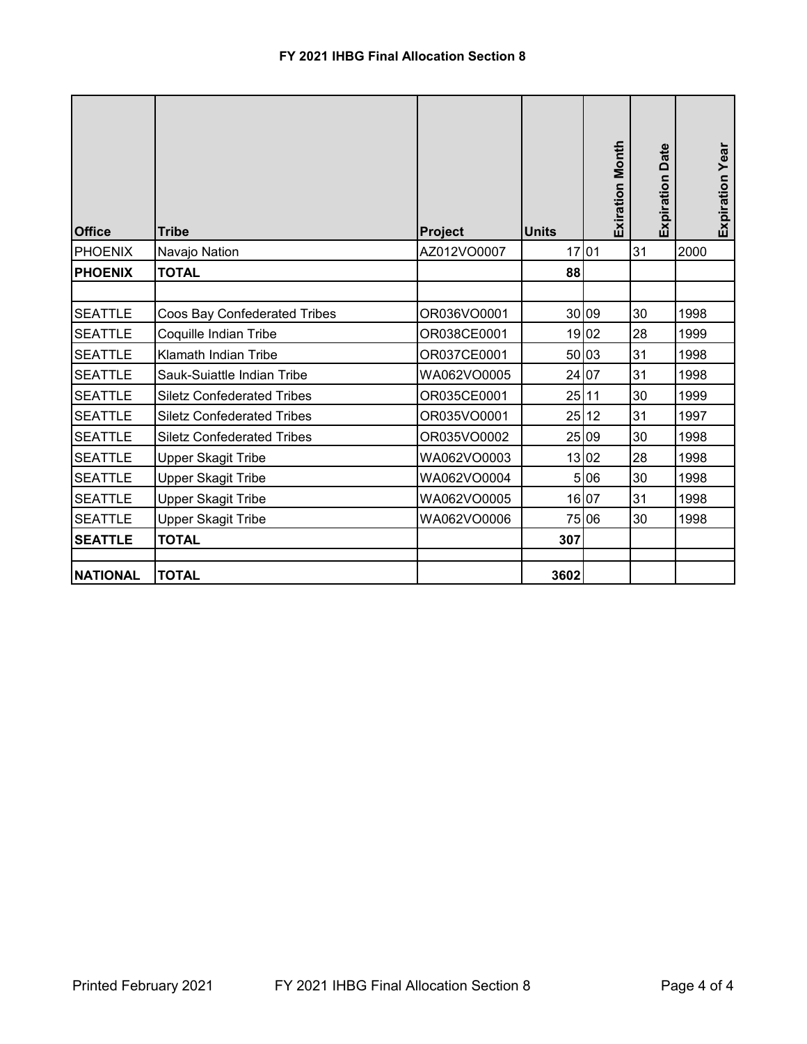### FY 2021 IHBG Final Allocation Section 8

| Office | Tribe | Project | Units | Exiration Month | Expiration Date | Expiration Year |
|---|---|---|---|---|---|---|
| PHOENIX | Navajo Nation | AZ012VO0007 | 17 | 01 | 31 | 2000 |
| **PHOENIX** | **TOTAL** | | **88** | | | |
| | | | | | | |
| SEATTLE | Coos Bay Confederated Tribes | OR036VO0001 | 30 | 09 | 30 | 1998 |
| SEATTLE | Coquille Indian Tribe | OR038CE0001 | 19 | 02 | 28 | 1999 |
| SEATTLE | Klamath Indian Tribe | OR037CE0001 | 50 | 03 | 31 | 1998 |
| SEATTLE | Sauk-Suiattle Indian Tribe | WA062VO0005 | 24 | 07 | 31 | 1998 |
| SEATTLE | Siletz Confederated Tribes | OR035CE0001 | 25 | 11 | 30 | 1999 |
| SEATTLE | Siletz Confederated Tribes | OR035VO0001 | 25 | 12 | 31 | 1997 |
| SEATTLE | Siletz Confederated Tribes | OR035VO0002 | 25 | 09 | 30 | 1998 |
| SEATTLE | Upper Skagit Tribe | WA062VO0003 | 13 | 02 | 28 | 1998 |
| SEATTLE | Upper Skagit Tribe | WA062VO0004 | 5 | 06 | 30 | 1998 |
| SEATTLE | Upper Skagit Tribe | WA062VO0005 | 16 | 07 | 31 | 1998 |
| SEATTLE | Upper Skagit Tribe | WA062VO0006 | 75 | 06 | 30 | 1998 |
| **SEATTLE** | **TOTAL** | | **307** | | | |
| | | | | | | |
| **NATIONAL** | **TOTAL** | | **3602** | | | |